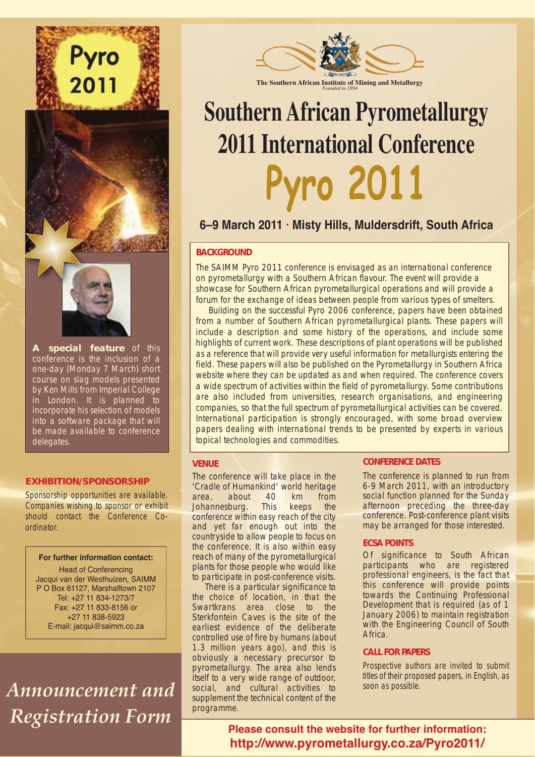# Pyro 2011

The Southern African Institute of Mining and Metallurgy
*Founded in 1894*

# Southern African Pyrometallurgy 2011 International Conference

# Pyro 2011

## 6–9 March 2011 · Misty Hills, Muldersdrift, South Africa

### BACKGROUND

The SAIMM Pyro 2011 conference is envisaged as an international conference on pyrometallurgy with a Southern African flavour. The event will provide a showcase for Southern African pyrometallurgical operations and will provide a forum for the exchange of ideas between people from various types of smelters.

Building on the successful Pyro 2006 conference, papers have been obtained from a number of Southern African pyrometallurgical plants. These papers will include a description and some history of the operations, and include some highlights of current work. These descriptions of plant operations will be published as a reference that will provide very useful information for metallurgists entering the field. These papers will also be published on the Pyrometallurgy in Southern Africa website where they can be updated as and when required. The conference covers a wide spectrum of activities within the field of pyrometallurgy. Some contributions are also included from universities, research organisations, and engineering companies, so that the full spectrum of pyrometallurgical activities can be covered. International participation is strongly encouraged, with some broad overview papers dealing with international trends to be presented by experts in various topical technologies and commodities.

**A special feature** of this conference is the inclusion of a one-day (Monday 7 March) short course on slag models presented by Ken Mills from Imperial College in London. It is planned to incorporate his selection of models into a software package that will be made available to conference delegates.

### VENUE

The conference will take place in the 'Cradle of Humankind' world heritage area, about 40 km from Johannesburg. This keeps the conference within easy reach of the city and yet far enough out into the countryside to allow people to focus on the conference. It is also within easy reach of many of the pyrometallurgical plants for those people who would like to participate in post-conference visits.

There is a particular significance to the choice of location, in that the Swartkrans area close to the Sterkfontein Caves is the site of the earliest evidence of the deliberate controlled use of fire by humans (about 1.3 million years ago), and this is obviously a necessary precursor to pyrometallurgy. The area also lends itself to a very wide range of outdoor, social, and cultural activities to supplement the technical content of the programme.

### CONFERENCE DATES

The conference is planned to run from 6-9 March 2011, with an introductory social function planned for the Sunday afternoon preceding the three-day conference. Post-conference plant visits may be arranged for those interested.

### ECSA POINTS

Of significance to South African participants who are registered professional engineers, is the fact that this conference will provide points towards the Continuing Professional Development that is required (as of 1 January 2006) to maintain registration with the Engineering Council of South Africa.

### CALL FOR PAPERS

Prospective authors are invited to submit titles of their proposed papers, in English, as soon as possible.

### EXHIBITION/SPONSORSHIP

Sponsorship opportunities are available. Companies wishing to sponsor or exhibit should contact the Conference Co-ordinator.

**For further information contact:**

Head of Conferencing
Jacqui van der Westhuizen, SAIMM
P O Box 61127, Marshalltown 2107
Tel: +27 11 834-1273/7
Fax: +27 11 833-8156 or
+27 11 838-5923
E-mail: jacqui@saimm.co.za

*Announcement and Registration Form*

**Please consult the website for further information:**
**http://www.pyrometallurgy.co.za/Pyro2011/**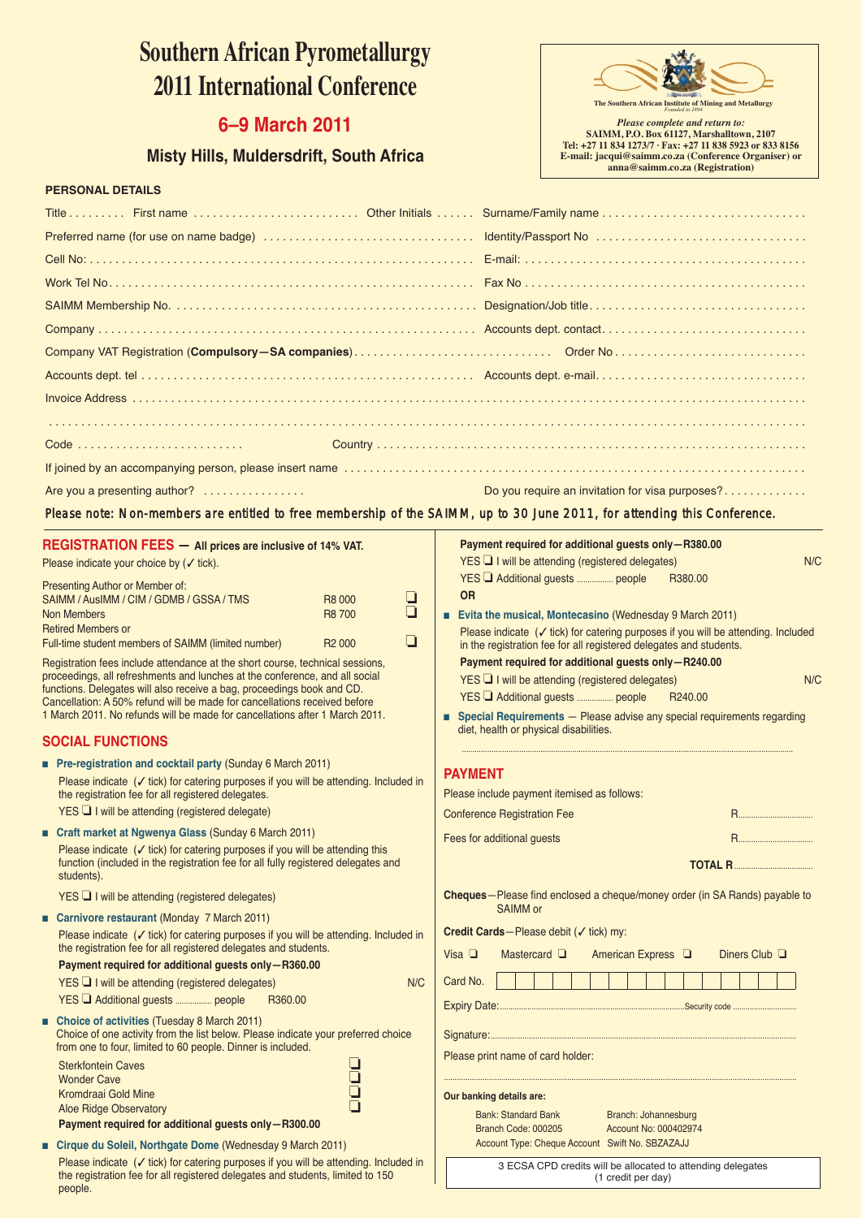# Southern African Pyrometallurgy 2011 International Conference

## 6–9 March 2011

### Misty Hills, Muldersdrift, South Africa

The Southern African Institute of Mining and Metallurgy
Founded in 1894

*Please complete and return to:*
**SAIMM, P.O. Box 61127, Marshalltown, 2107**
**Tel: +27 11 834 1273/7 · Fax: +27 11 838 5923 or 833 8156**
**E-mail: jacqui@saimm.co.za (Conference Organiser) or anna@saimm.co.za (Registration)**

**PERSONAL DETAILS**

Title ......... First name .......................... Other Initials ...... Surname/Family name ...............................

Preferred name (for use on name badge) ................................ Identity/Passport No ................................

Cell No: .......................................................... E-mail: ..........................................

Work Tel No ....................................................... Fax No ...........................................

SAIMM Membership No. ............................................ Designation/Job title ...............................

Company ........................................................ Accounts dept. contact ...............................

Company VAT Registration (**Compulsory—SA companies**) .............................. Order No ............................

Accounts dept. tel ................................................. Accounts dept. e-mail ...............................

Invoice Address ...................................................................................................

...................................................................................................................

Code ......................... Country ..................................................................

If joined by an accompanying person, please insert name ..........................................................

Are you a presenting author? ................ Do you require an invitation for visa purposes? ............

*Please note: Non-members are entitled to free membership of the SAIMM, up to 30 June 2011, for attending this Conference.*

## REGISTRATION FEES — All prices are inclusive of 14% VAT.

Please indicate your choice by (✓ tick).

| | | |
|---|---|---|
| Presenting Author or Member of: SAIMM / AusIMM / CIM / GDMB / GSSA / TMS | R8 000 | ❑ |
| Non Members | R8 700 | ❑ |
| Retired Members or Full-time student members of SAIMM (limited number) | R2 000 | ❑ |

Registration fees include attendance at the short course, technical sessions, proceedings, all refreshments and lunches at the conference, and all social functions. Delegates will also receive a bag, proceedings book and CD. Cancellation: A 50% refund will be made for cancellations received before 1 March 2011. No refunds will be made for cancellations after 1 March 2011.

## SOCIAL FUNCTIONS

- **Pre-registration and cocktail party** (Sunday 6 March 2011)
  Please indicate (✓ tick) for catering purposes if you will be attending. Included in the registration fee for all registered delegates.
  YES ❑ I will be attending (registered delegate)

- **Craft market at Ngwenya Glass** (Sunday 6 March 2011)
  Please indicate (✓ tick) for catering purposes if you will be attending this function (included in the registration fee for all fully registered delegates and students).
  YES ❑ I will be attending (registered delegates)

- **Carnivore restaurant** (Monday 7 March 2011)
  Please indicate (✓ tick) for catering purposes if you will be attending. Included in the registration fee for all registered delegates and students.
  **Payment required for additional guests only—R360.00**
  YES ❑ I will be attending (registered delegates) N/C
  YES ❑ Additional guests ............... people R360.00

- **Choice of activities** (Tuesday 8 March 2011)
  Choice of one activity from the list below. Please indicate your preferred choice from one to four, limited to 60 people. Dinner is included.
  Sterkfontein Caves ❑
  Wonder Cave ❑
  Kromdraai Gold Mine ❑
  Aloe Ridge Observatory ❑
  **Payment required for additional guests only—R300.00**

- **Cirque du Soleil, Northgate Dome** (Wednesday 9 March 2011)
  Please indicate (✓ tick) for catering purposes if you will be attending. Included in the registration fee for all registered delegates and students, limited to 150 people.
  **Payment required for additional guests only—R380.00**
  YES ❑ I will be attending (registered delegates) N/C
  YES ❑ Additional guests ............... people R380.00

  **OR**

- **Evita the musical, Montecasino** (Wednesday 9 March 2011)
  Please indicate (✓ tick) for catering purposes if you will be attending. Included in the registration fee for all registered delegates and students.
  **Payment required for additional guests only—R240.00**
  YES ❑ I will be attending (registered delegates) N/C
  YES ❑ Additional guests ............... people R240.00

- **Special Requirements** — Please advise any special requirements regarding diet, health or physical disabilities.
  ...................................................................................

## PAYMENT

Please include payment itemised as follows:

Conference Registration Fee R.................................

Fees for additional guests R.................................

**TOTAL R**.................................

**Cheques**—Please find enclosed a cheque/money order (in SA Rands) payable to SAIMM or

**Credit Cards**—Please debit (✓ tick) my:

Visa ❑ Mastercard ❑ American Express ❑ Diners Club ❑

Card No. [ ]

Expiry Date:............................................Security code ..........................

Signature:...........................................................................

Please print name of card holder:

...................................................................................

**Our banking details are:**

Bank: Standard Bank Branch: Johannesburg
Branch Code: 000205 Account No: 000402974
Account Type: Cheque Account Swift No. SBZAZAJJ

3 ECSA CPD credits will be allocated to attending delegates (1 credit per day)